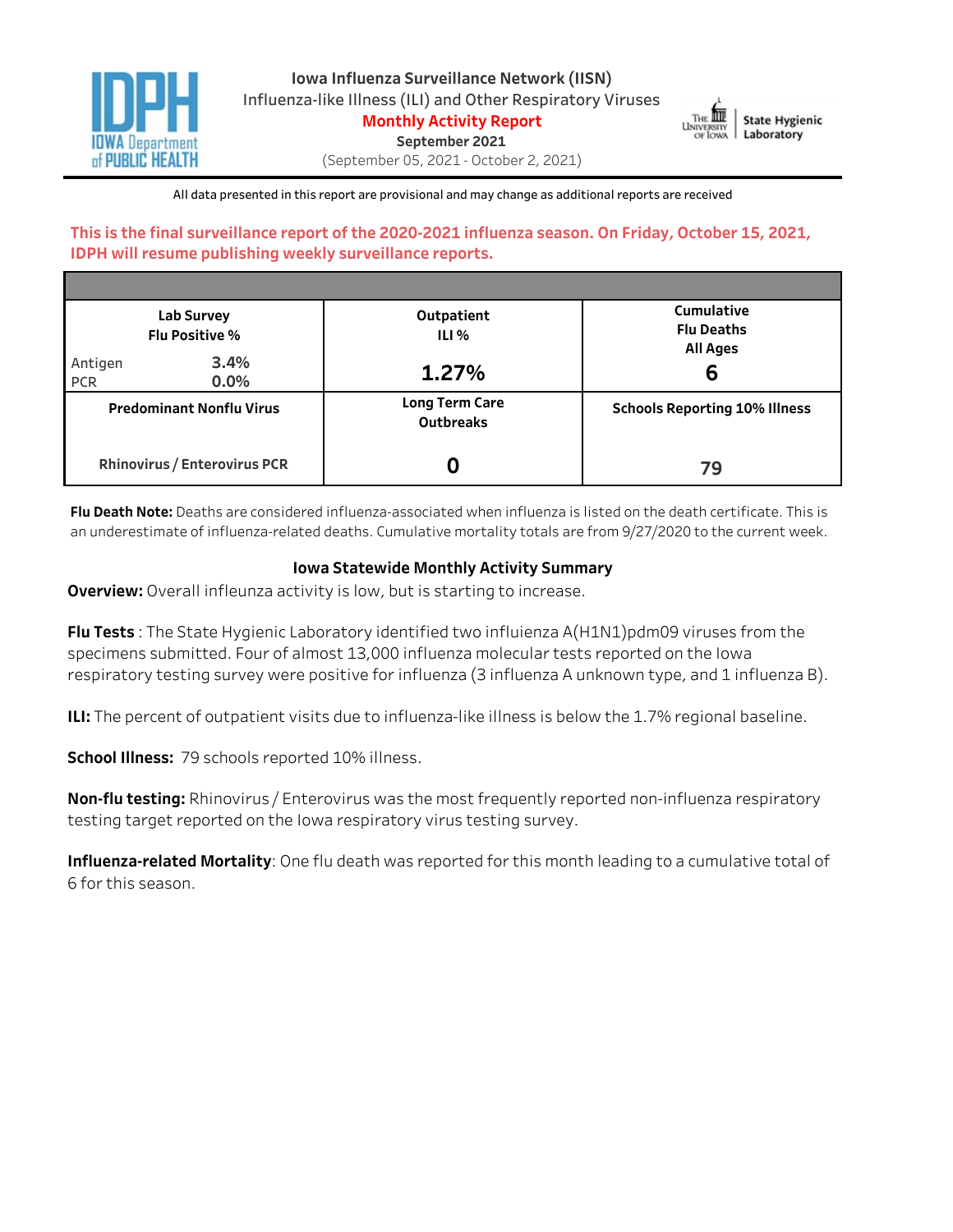# Iowa Influenza Surveillance Network (IISN)

Influenza-like Illness (ILI) and Other Respiratory Viruses

**Monthly Activity Report**

**September 2021**

(September 05, 2021 - October 2, 2021)

All data presented in this report are provisional and may change as additional reports are received

**This is the final surveillance report of the 2020-2021 influenza season. On Friday, October 15, 2021, IDPH will resume publishing weekly surveillance reports.**

| Lab Survey Flu Positive % | Outpatient ILI % | Cumulative Flu Deaths All Ages |
|---|---|---|
| Antigen 3.4%<br>PCR 0.0% | **1.27%** | **6** |
| **Predominant Nonflu Virus** | **Long Term Care Outbreaks** | **Schools Reporting 10% Illness** |
| Rhinovirus / Enterovirus PCR | **0** | **79** |

**Flu Death Note:** Deaths are considered influenza-associated when influenza is listed on the death certificate. This is an underestimate of influenza-related deaths. Cumulative mortality totals are from 9/27/2020 to the current week.

## Iowa Statewide Monthly Activity Summary

**Overview:** Overall infleunza activity is low, but is starting to increase.

**Flu Tests** : The State Hygienic Laboratory identified two infliuenza A(H1N1)pdm09 viruses from the specimens submitted. Four of almost 13,000 influenza molecular tests reported on the Iowa respiratory testing survey were positive for influenza (3 influenza A unknown type, and 1 influenza B).

**ILI:** The percent of outpatient visits due to influenza-like illness is below the 1.7% regional baseline.

**School Illness:** 79 schools reported 10% illness.

**Non-flu testing:** Rhinovirus / Enterovirus was the most frequently reported non-influenza respiratory testing target reported on the Iowa respiratory virus testing survey.

**Influenza-related Mortality**: One flu death was reported for this month leading to a cumulative total of 6 for this season.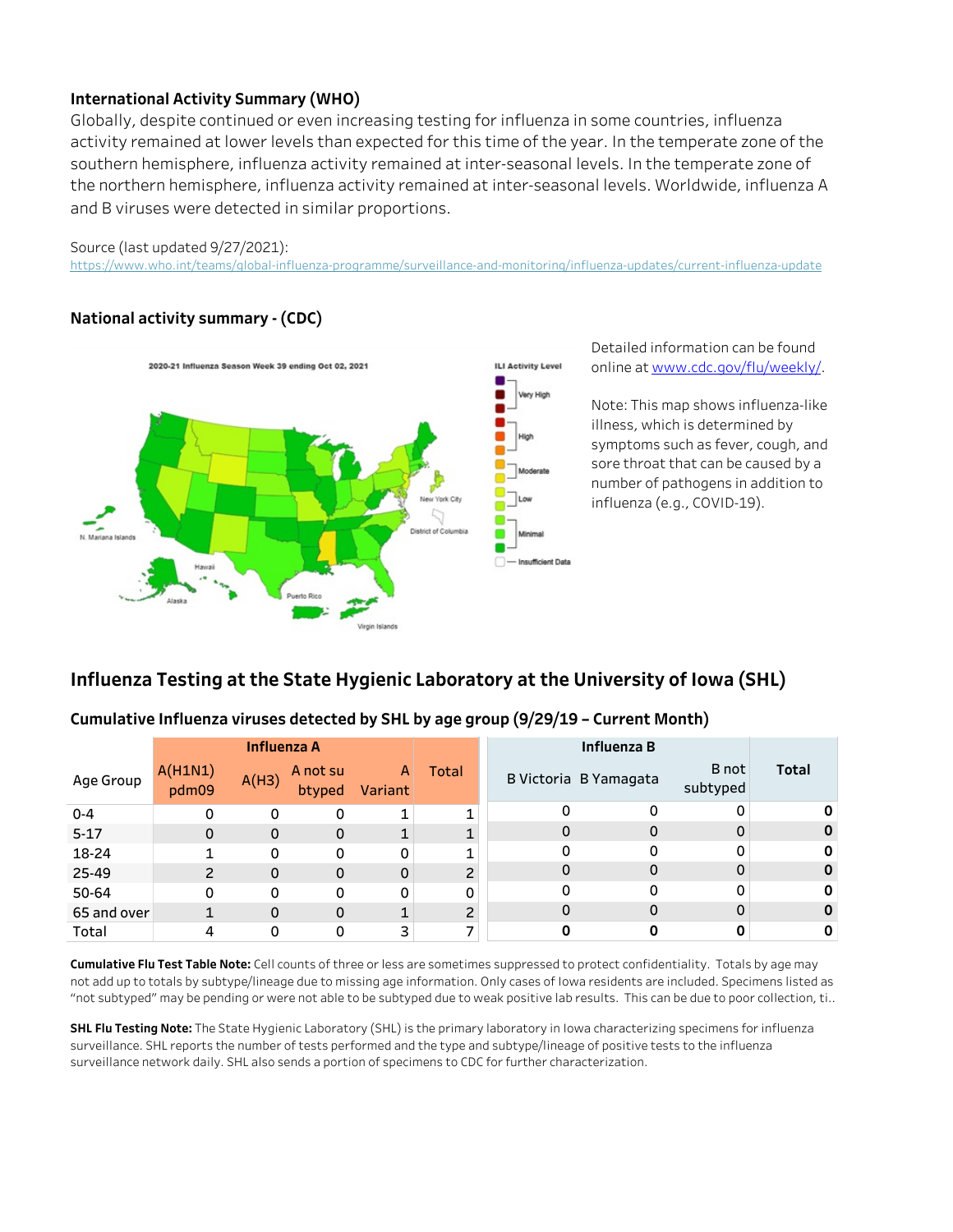**International Activity Summary (WHO)**

Globally, despite continued or even increasing testing for influenza in some countries, influenza activity remained at lower levels than expected for this time of the year. In the temperate zone of the southern hemisphere, influenza activity remained at inter-seasonal levels. In the temperate zone of the northern hemisphere, influenza activity remained at inter-seasonal levels. Worldwide, influenza A and B viruses were detected in similar proportions.

Source (last updated 9/27/2021):
https://www.who.int/teams/global-influenza-programme/surveillance-and-monitoring/influenza-updates/current-influenza-update

**National activity summary - (CDC)**

2020-21 Influenza Season Week 39 ending Oct 02, 2021

Detailed information can be found online at www.cdc.gov/flu/weekly/.

Note: This map shows influenza-like illness, which is determined by symptoms such as fever, cough, and sore throat that can be caused by a number of pathogens in addition to influenza (e.g., COVID-19).

## Influenza Testing at the State Hygienic Laboratory at the University of Iowa (SHL)

### Cumulative Influenza viruses detected by SHL by age group (9/29/19 – Current Month)

| Age Group | Influenza A | | | | | Influenza B | | | |
|---|---|---|---|---|---|---|---|---|---|
| | A(H1N1) pdm09 | A(H3) | A not subtyped | A Variant | Total | B Victoria | B Yamagata | B not subtyped | Total |
| 0-4 | 0 | 0 | 0 | 1 | 1 | 0 | 0 | 0 | **0** |
| 5-17 | 0 | 0 | 0 | 1 | 1 | 0 | 0 | 0 | **0** |
| 18-24 | 1 | 0 | 0 | 0 | 1 | 0 | 0 | 0 | **0** |
| 25-49 | 2 | 0 | 0 | 0 | 2 | 0 | 0 | 0 | **0** |
| 50-64 | 0 | 0 | 0 | 0 | 0 | 0 | 0 | 0 | **0** |
| 65 and over | 1 | 0 | 0 | 1 | 2 | 0 | 0 | 0 | **0** |
| Total | 4 | 0 | 0 | 3 | 7 | **0** | **0** | **0** | **0** |

**Cumulative Flu Test Table Note:** Cell counts of three or less are sometimes suppressed to protect confidentiality. Totals by age may not add up to totals by subtype/lineage due to missing age information. Only cases of Iowa residents are included. Specimens listed as "not subtyped" may be pending or were not able to be subtyped due to weak positive lab results. This can be due to poor collection, ti..

**SHL Flu Testing Note:** The State Hygienic Laboratory (SHL) is the primary laboratory in Iowa characterizing specimens for influenza surveillance. SHL reports the number of tests performed and the type and subtype/lineage of positive tests to the influenza surveillance network daily. SHL also sends a portion of specimens to CDC for further characterization.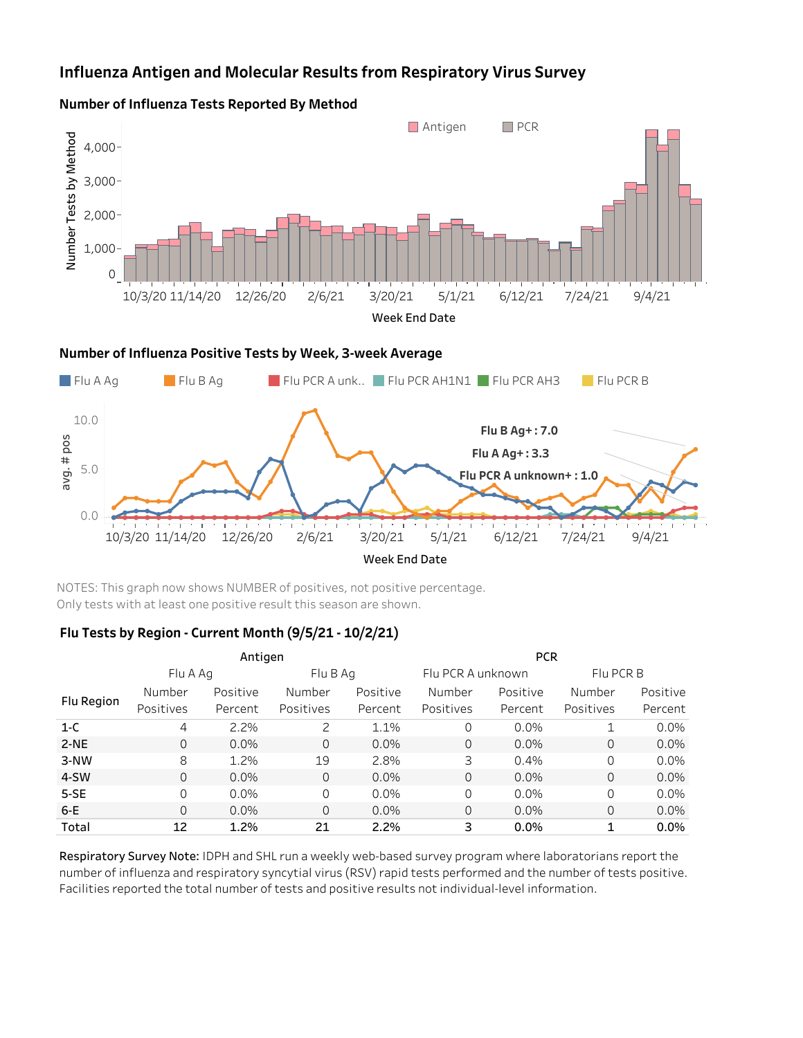# Influenza Antigen and Molecular Results from Respiratory Virus Survey

## Number of Influenza Tests Reported By Method

Antigen PCR

Number Tests by Method

Week End Date

## Number of Influenza Positive Tests by Week, 3-week Average

Flu A Ag | Flu B Ag | Flu PCR A unk.. | Flu PCR AH1N1 | Flu PCR AH3 | Flu PCR B

**Flu B Ag+ : 7.0**

**Flu A Ag+ : 3.3**

**Flu PCR A unknown+ : 1.0**

avg. # pos

Week End Date

NOTES: This graph now shows NUMBER of positives, not positive percentage.
Only tests with at least one positive result this season are shown.

## Flu Tests by Region - Current Month (9/5/21 - 10/2/21)

| Flu Region | Antigen | | | | PCR | | | |
|---|---|---|---|---|---|---|---|---|
| | Flu A Ag | | Flu B Ag | | Flu PCR A unknown | | Flu PCR B | |
| | Number Positives | Positive Percent | Number Positives | Positive Percent | Number Positives | Positive Percent | Number Positives | Positive Percent |
| 1-C | 4 | 2.2% | 2 | 1.1% | 0 | 0.0% | 1 | 0.0% |
| 2-NE | 0 | 0.0% | 0 | 0.0% | 0 | 0.0% | 0 | 0.0% |
| 3-NW | 8 | 1.2% | 19 | 2.8% | 3 | 0.4% | 0 | 0.0% |
| 4-SW | 0 | 0.0% | 0 | 0.0% | 0 | 0.0% | 0 | 0.0% |
| 5-SE | 0 | 0.0% | 0 | 0.0% | 0 | 0.0% | 0 | 0.0% |
| 6-E | 0 | 0.0% | 0 | 0.0% | 0 | 0.0% | 0 | 0.0% |
| Total | 12 | 1.2% | 21 | 2.2% | 3 | 0.0% | 1 | 0.0% |

**Respiratory Survey Note:** IDPH and SHL run a weekly web-based survey program where laboratorians report the number of influenza and respiratory syncytial virus (RSV) rapid tests performed and the number of tests positive. Facilities reported the total number of tests and positive results not individual-level information.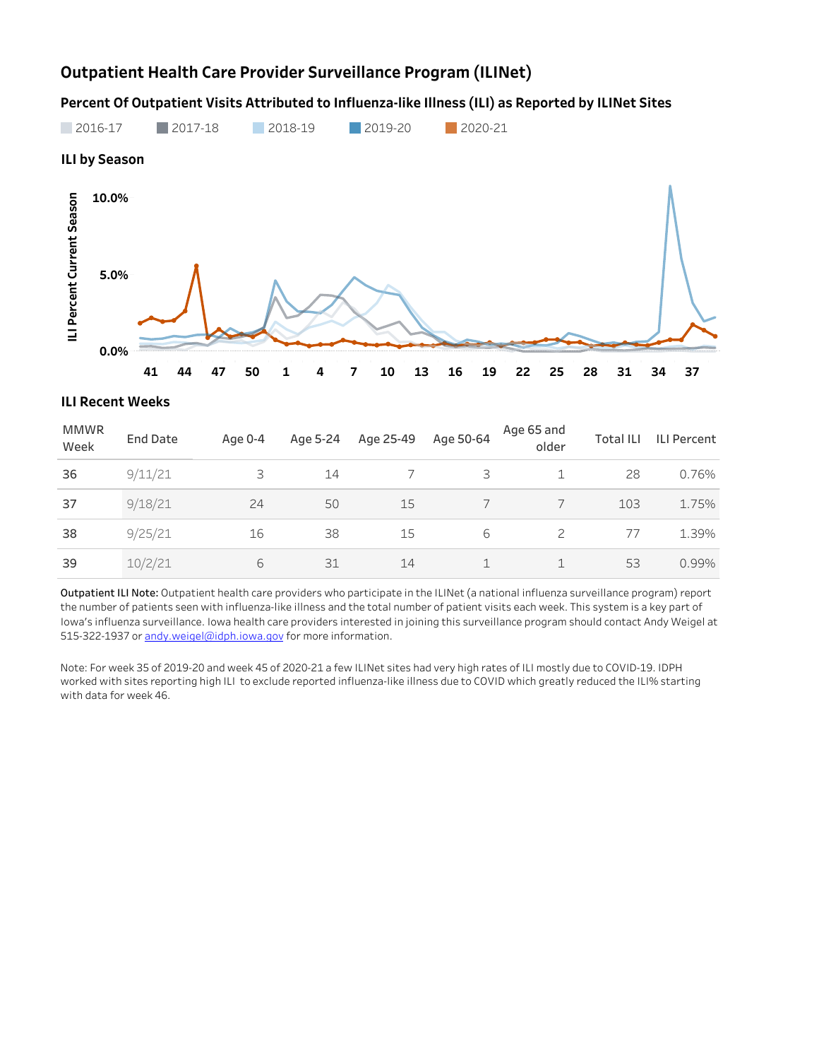# Outpatient Health Care Provider Surveillance Program (ILINet)

## Percent Of Outpatient Visits Attributed to Influenza-like Illness (ILI) as Reported by ILINet Sites

2016-17 2017-18 2018-19 2019-20 2020-21

### ILI by Season

### ILI Recent Weeks

| MMWR Week | End Date | Age 0-4 | Age 5-24 | Age 25-49 | Age 50-64 | Age 65 and older | Total ILI | ILI Percent |
|---|---|---|---|---|---|---|---|---|
| 36 | 9/11/21 | 3 | 14 | 7 | 3 | 1 | 28 | 0.76% |
| 37 | 9/18/21 | 24 | 50 | 15 | 7 | 7 | 103 | 1.75% |
| 38 | 9/25/21 | 16 | 38 | 15 | 6 | 2 | 77 | 1.39% |
| 39 | 10/2/21 | 6 | 31 | 14 | 1 | 1 | 53 | 0.99% |

**Outpatient ILI Note:** Outpatient health care providers who participate in the ILINet (a national influenza surveillance program) report the number of patients seen with influenza-like illness and the total number of patient visits each week. This system is a key part of Iowa's influenza surveillance. Iowa health care providers interested in joining this surveillance program should contact Andy Weigel at 515-322-1937 or andy.weigel@idph.iowa.gov for more information.

Note: For week 35 of 2019-20 and week 45 of 2020-21 a few ILINet sites had very high rates of ILI mostly due to COVID-19. IDPH worked with sites reporting high ILI to exclude reported influenza-like illness due to COVID which greatly reduced the ILI% starting with data for week 46.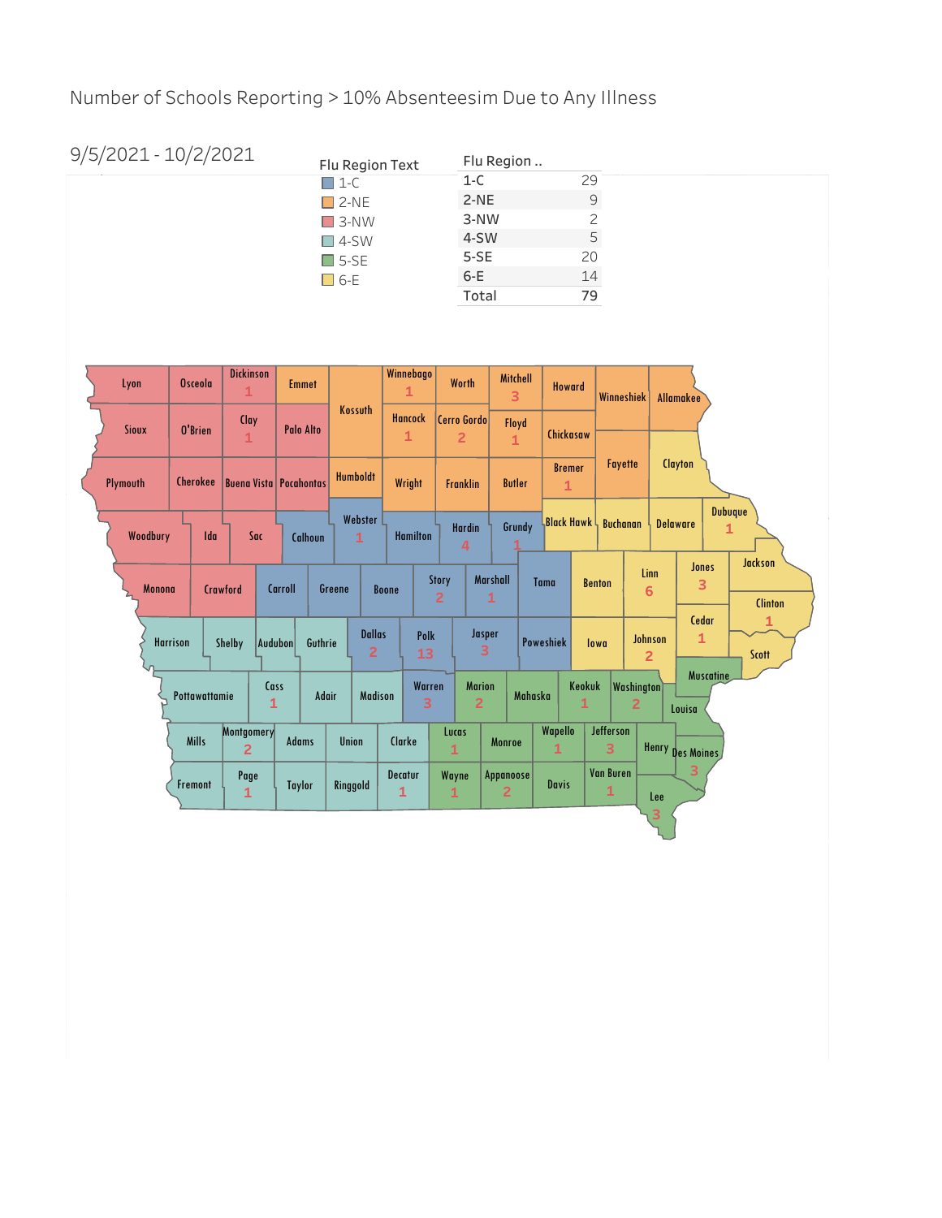# Number of Schools Reporting > 10% Absenteesim Due to Any Illness

9/5/2021 - 10/2/2021

**Flu Region Text**

- 1-C
- 2-NE
- 3-NW
- 4-SW
- 5-SE
- 6-E

| Flu Region .. | |
|---|---|
| 1-C | 29 |
| 2-NE | 9 |
| 3-NW | 2 |
| 4-SW | 5 |
| 5-SE | 20 |
| 6-E | 14 |
| Total | 79 |

| County | Flu Region | Schools Reporting |
|---|---|---|
| Dickinson | 3-NW | 1 |
| Clay | 3-NW | 1 |
| Winnebago | 2-NE | 1 |
| Mitchell | 2-NE | 3 |
| Hancock | 2-NE | 1 |
| Cerro Gordo | 2-NE | 2 |
| Floyd | 2-NE | 1 |
| Bremer | 2-NE | 1 |
| Webster | 1-C | 1 |
| Hardin | 1-C | 4 |
| Grundy | 1-C | 1 |
| Story | 1-C | 2 |
| Marshall | 1-C | 1 |
| Dallas | 1-C | 2 |
| Polk | 1-C | 13 |
| Jasper | 1-C | 3 |
| Warren | 1-C | 3 |
| Dubuque | 6-E | 1 |
| Linn | 6-E | 6 |
| Jones | 6-E | 3 |
| Clinton | 6-E | 1 |
| Cedar | 6-E | 1 |
| Johnson | 6-E | 2 |
| Cass | 4-SW | 1 |
| Montgomery | 4-SW | 2 |
| Page | 4-SW | 1 |
| Decatur | 4-SW | 1 |
| Marion | 5-SE | 2 |
| Keokuk | 5-SE | 1 |
| Washington | 5-SE | 2 |
| Lucas | 5-SE | 1 |
| Wapello | 5-SE | 1 |
| Jefferson | 5-SE | 3 |
| Des Moines | 5-SE | 3 |
| Wayne | 5-SE | 1 |
| Appanoose | 5-SE | 2 |
| Van Buren | 5-SE | 1 |
| Lee | 5-SE | 3 |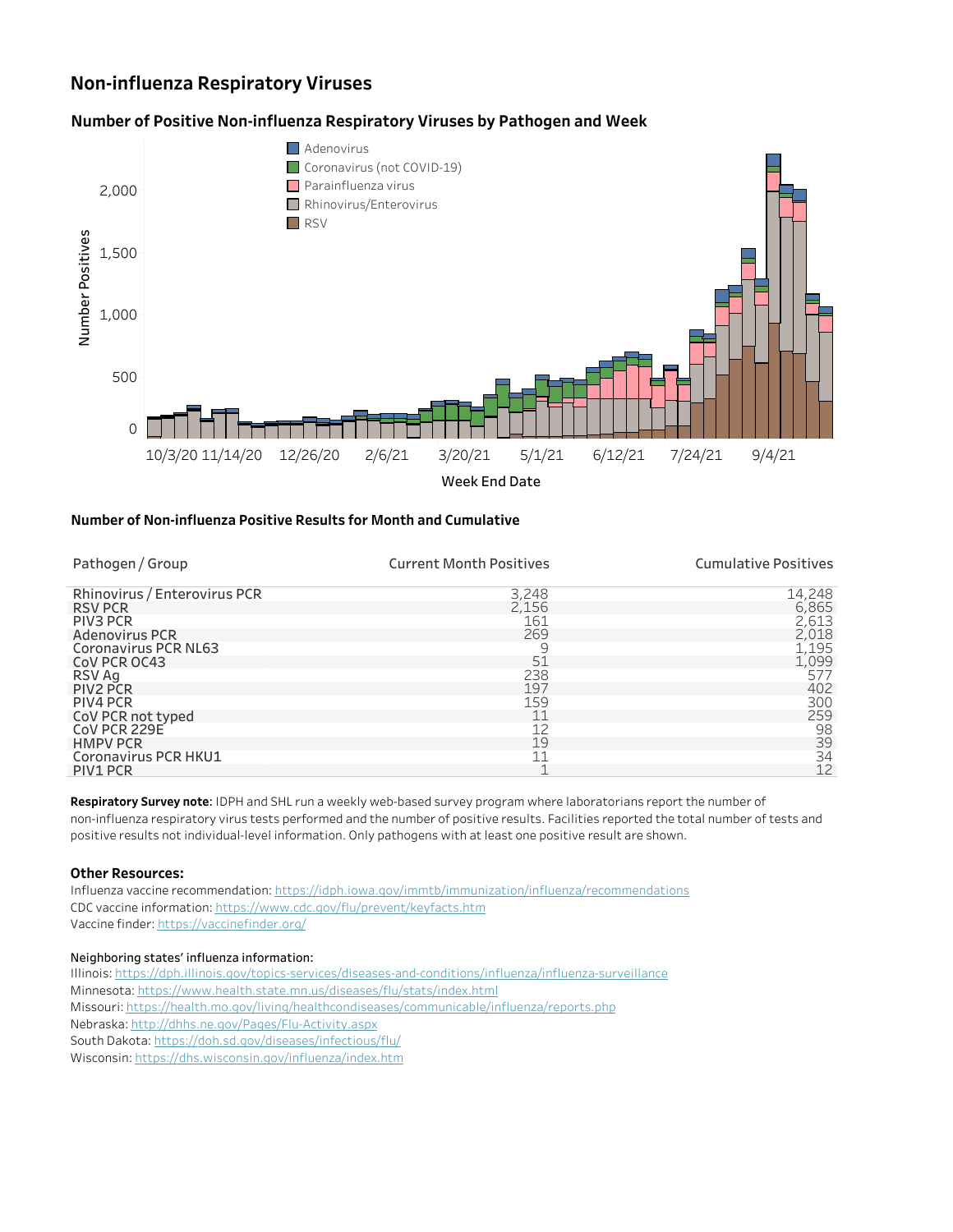## Non-influenza Respiratory Viruses

### Number of Positive Non-influenza Respiratory Viruses by Pathogen and Week

Adenovirus
Coronavirus (not COVID-19)
Parainfluenza virus
Rhinovirus/Enterovirus
RSV

Number Positives
0
500
1,000
1,500
2,000

10/3/20 11/14/20 12/26/20 2/6/21 3/20/21 5/1/21 6/12/21 7/24/21 9/4/21

Week End Date

#### Number of Non-influenza Positive Results for Month and Cumulative

| Pathogen / Group | Current Month Positives | Cumulative Positives |
|---|---|---|
| Rhinovirus / Enterovirus PCR | 3,248 | 14,248 |
| RSV PCR | 2,156 | 6,865 |
| PIV3 PCR | 161 | 2,613 |
| Adenovirus PCR | 269 | 2,018 |
| Coronavirus PCR NL63 | 9 | 1,195 |
| CoV PCR OC43 | 51 | 1,099 |
| RSV Ag | 238 | 577 |
| PIV2 PCR | 197 | 402 |
| PIV4 PCR | 159 | 300 |
| CoV PCR not typed | 11 | 259 |
| CoV PCR 229E | 12 | 98 |
| HMPV PCR | 19 | 39 |
| Coronavirus PCR HKU1 | 11 | 34 |
| PIV1 PCR | 1 | 12 |

**Respiratory Survey note**: IDPH and SHL run a weekly web-based survey program where laboratorians report the number of non-influenza respiratory virus tests performed and the number of positive results. Facilities reported the total number of tests and positive results not individual-level information. Only pathogens with at least one positive result are shown.

**Other Resources:**

Influenza vaccine recommendation: https://idph.iowa.gov/immtb/immunization/influenza/recommendations
CDC vaccine information: https://www.cdc.gov/flu/prevent/keyfacts.htm
Vaccine finder: https://vaccinefinder.org/

Neighboring states' influenza information:

Illinois: https://dph.illinois.gov/topics-services/diseases-and-conditions/influenza/influenza-surveillance
Minnesota: https://www.health.state.mn.us/diseases/flu/stats/index.html
Missouri: https://health.mo.gov/living/healthcondiseases/communicable/influenza/reports.php
Nebraska: http://dhhs.ne.gov/Pages/Flu-Activity.aspx
South Dakota: https://doh.sd.gov/diseases/infectious/flu/
Wisconsin: https://dhs.wisconsin.gov/influenza/index.htm